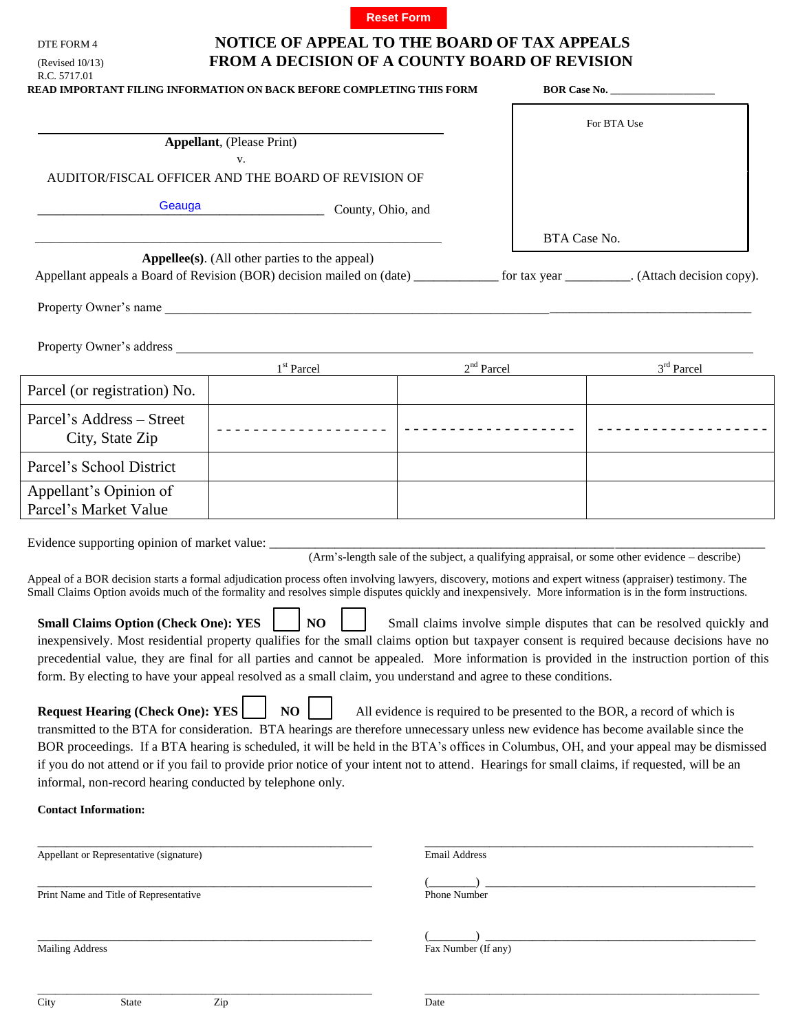Reset Form

DTE FORM 4

(Revised 10/13)

R.C. 5717.01

# NOTICE OF APPEAL TO THE BOARD OF TAX APPEALS FROM A DECISION OF A COUNTY BOARD OF REVISION

**READ IMPORTANT FILING INFORMATION ON BACK BEFORE COMPLETING THIS FORM**

**BOR Case No.** ___________________

For BTA Use

BTA Case No.

______________________________________________

**Appellant**, (Please Print)

v.

AUDITOR/FISCAL OFFICER AND THE BOARD OF REVISION OF

Geauga County, Ohio, and

______________________________________________

**Appellee(s)**. (All other parties to the appeal)

Appellant appeals a Board of Revision (BOR) decision mailed on (date) ____________ for tax year _________. (Attach decision copy).

Property Owner's name ______________________________________________

Property Owner's address ______________________________________________

| | 1st Parcel | 2nd Parcel | 3rd Parcel |
|---|---|---|---|
| Parcel (or registration) No. | | | |
| Parcel's Address – Street City, State Zip | | | |
| Parcel's School District | | | |
| Appellant's Opinion of Parcel's Market Value | | | |

Evidence supporting opinion of market value: ______________________________________________
(Arm's-length sale of the subject, a qualifying appraisal, or some other evidence – describe)

Appeal of a BOR decision starts a formal adjudication process often involving lawyers, discovery, motions and expert witness (appraiser) testimony. The Small Claims Option avoids much of the formality and resolves simple disputes quickly and inexpensively. More information is in the form instructions.

**Small Claims Option (Check One): YES** ☐ **NO** ☐ Small claims involve simple disputes that can be resolved quickly and inexpensively. Most residential property qualifies for the small claims option but taxpayer consent is required because decisions have no precedential value, they are final for all parties and cannot be appealed. More information is provided in the instruction portion of this form. By electing to have your appeal resolved as a small claim, you understand and agree to these conditions.

**Request Hearing (Check One): YES** ☐ **NO** ☐ All evidence is required to be presented to the BOR, a record of which is transmitted to the BTA for consideration. BTA hearings are therefore unnecessary unless new evidence has become available since the BOR proceedings. If a BTA hearing is scheduled, it will be held in the BTA's offices in Columbus, OH, and your appeal may be dismissed if you do not attend or if you fail to provide prior notice of your intent not to attend. Hearings for small claims, if requested, will be an informal, non-record hearing conducted by telephone only.

**Contact Information:**

______________________________________________
Appellant or Representative (signature)

______________________________________________
Email Address

______________________________________________
Print Name and Title of Representative

(________) ______________________________________________
Phone Number

______________________________________________
Mailing Address

(________) ______________________________________________
Fax Number (If any)

______________________________________________
City State Zip

______________________________________________
Date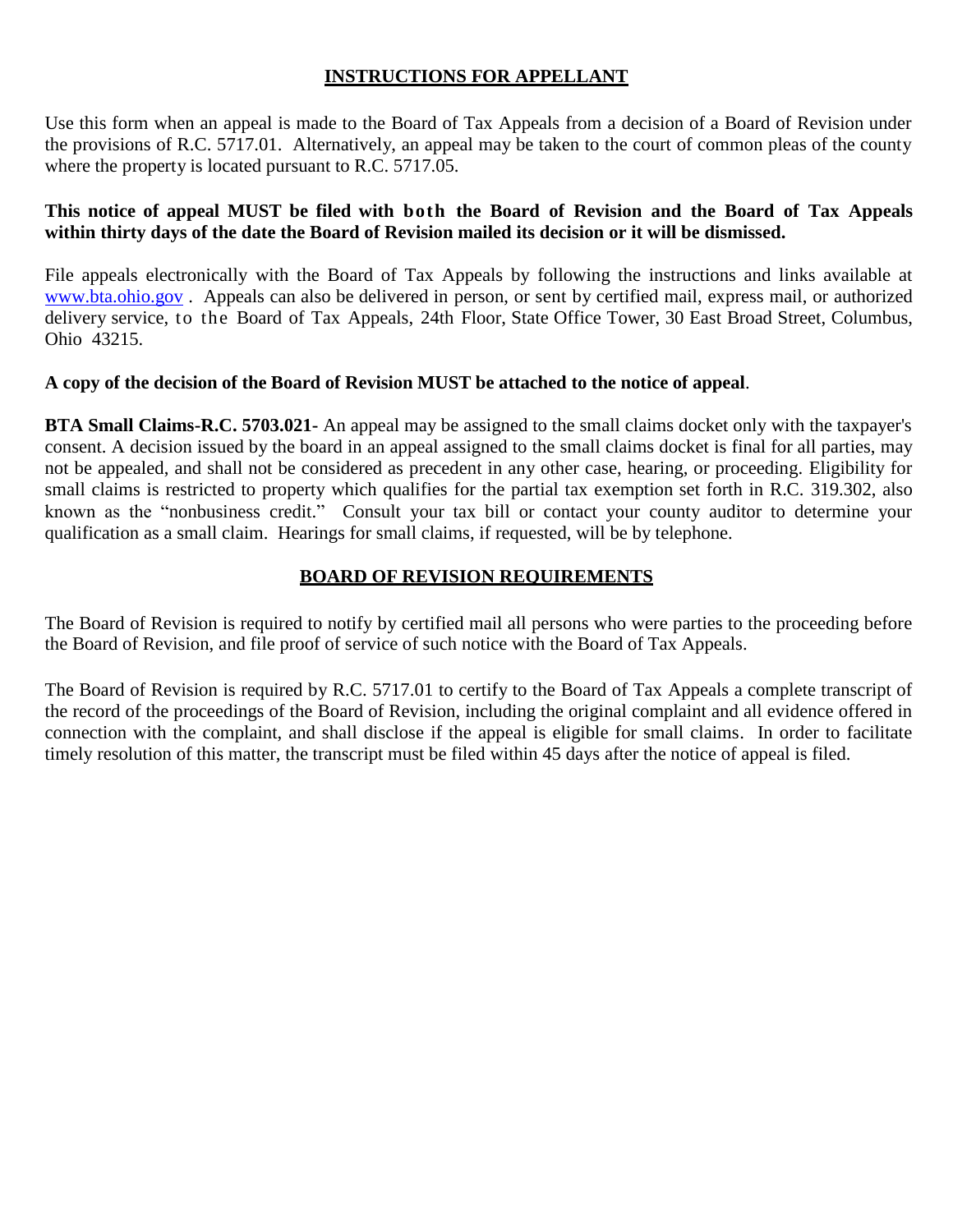## INSTRUCTIONS FOR APPELLANT

Use this form when an appeal is made to the Board of Tax Appeals from a decision of a Board of Revision under the provisions of R.C. 5717.01. Alternatively, an appeal may be taken to the court of common pleas of the county where the property is located pursuant to R.C. 5717.05.

**This notice of appeal MUST be filed with both the Board of Revision and the Board of Tax Appeals within thirty days of the date the Board of Revision mailed its decision or it will be dismissed.**

File appeals electronically with the Board of Tax Appeals by following the instructions and links available at [www.bta.ohio.gov](http://www.bta.ohio.gov) . Appeals can also be delivered in person, or sent by certified mail, express mail, or authorized delivery service, to the Board of Tax Appeals, 24th Floor, State Office Tower, 30 East Broad Street, Columbus, Ohio 43215.

**A copy of the decision of the Board of Revision MUST be attached to the notice of appeal**.

**BTA Small Claims-R.C. 5703.021-** An appeal may be assigned to the small claims docket only with the taxpayer's consent. A decision issued by the board in an appeal assigned to the small claims docket is final for all parties, may not be appealed, and shall not be considered as precedent in any other case, hearing, or proceeding. Eligibility for small claims is restricted to property which qualifies for the partial tax exemption set forth in R.C. 319.302, also known as the "nonbusiness credit." Consult your tax bill or contact your county auditor to determine your qualification as a small claim. Hearings for small claims, if requested, will be by telephone.

## BOARD OF REVISION REQUIREMENTS

The Board of Revision is required to notify by certified mail all persons who were parties to the proceeding before the Board of Revision, and file proof of service of such notice with the Board of Tax Appeals.

The Board of Revision is required by R.C. 5717.01 to certify to the Board of Tax Appeals a complete transcript of the record of the proceedings of the Board of Revision, including the original complaint and all evidence offered in connection with the complaint, and shall disclose if the appeal is eligible for small claims. In order to facilitate timely resolution of this matter, the transcript must be filed within 45 days after the notice of appeal is filed.